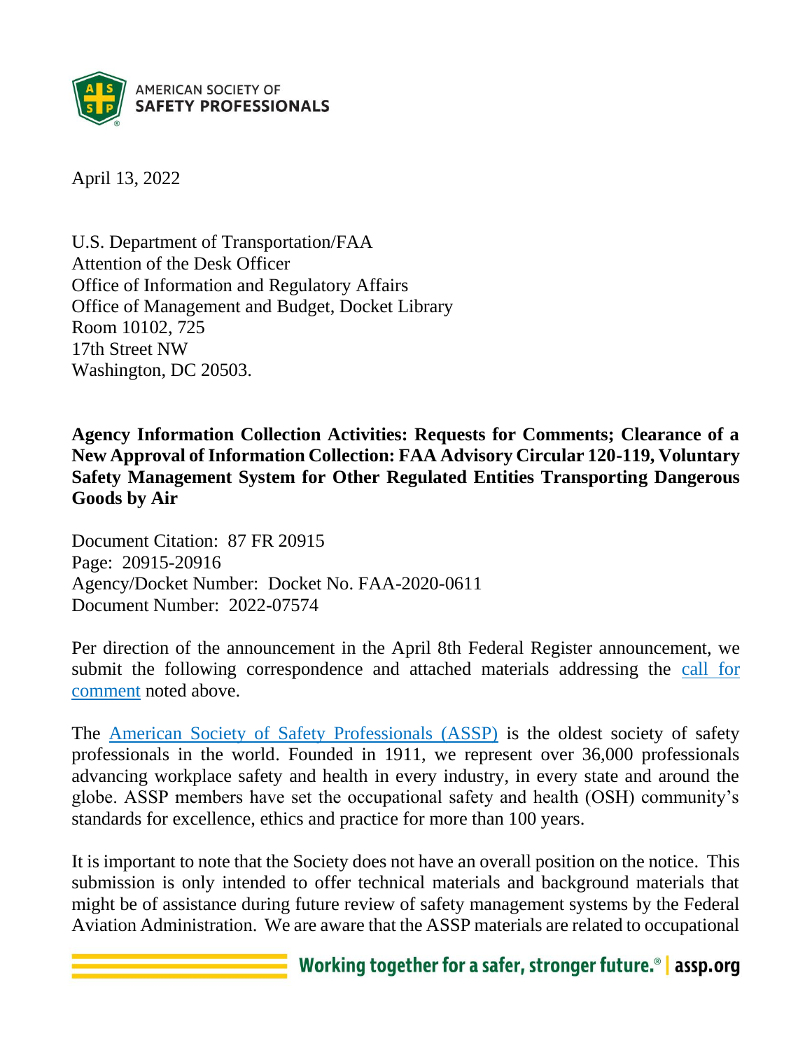AMERICAN SOCIETY OF
**SAFETY PROFESSIONALS**

April 13, 2022

U.S. Department of Transportation/FAA
Attention of the Desk Officer
Office of Information and Regulatory Affairs
Office of Management and Budget, Docket Library
Room 10102, 725
17th Street NW
Washington, DC 20503.

**Agency Information Collection Activities: Requests for Comments; Clearance of a New Approval of Information Collection: FAA Advisory Circular 120-119, Voluntary Safety Management System for Other Regulated Entities Transporting Dangerous Goods by Air**

Document Citation: 87 FR 20915
Page: 20915-20916
Agency/Docket Number: Docket No. FAA-2020-0611
Document Number: 2022-07574

Per direction of the announcement in the April 8th Federal Register announcement, we submit the following correspondence and attached materials addressing the call for comment noted above.

The American Society of Safety Professionals (ASSP) is the oldest society of safety professionals in the world. Founded in 1911, we represent over 36,000 professionals advancing workplace safety and health in every industry, in every state and around the globe. ASSP members have set the occupational safety and health (OSH) community's standards for excellence, ethics and practice for more than 100 years.

It is important to note that the Society does not have an overall position on the notice. This submission is only intended to offer technical materials and background materials that might be of assistance during future review of safety management systems by the Federal Aviation Administration. We are aware that the ASSP materials are related to occupational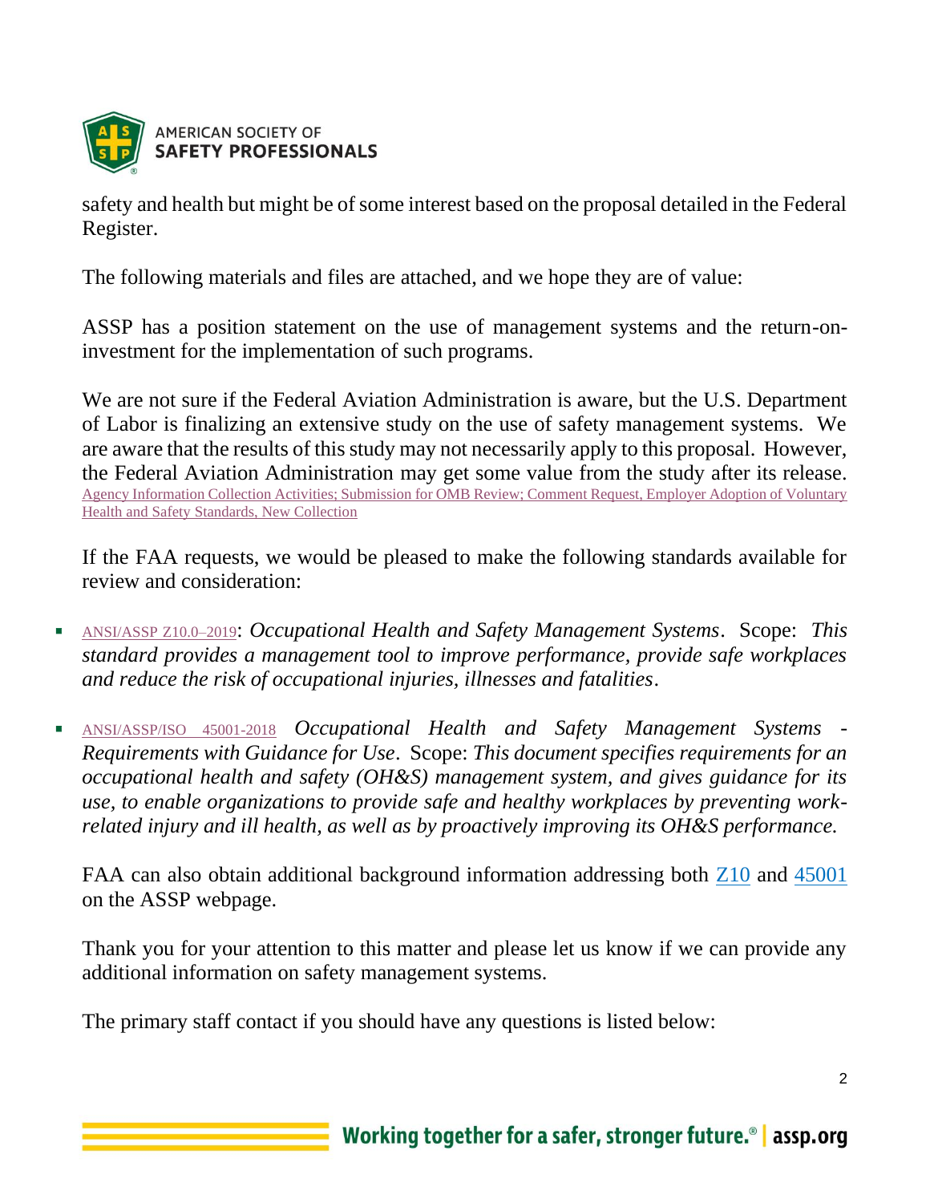safety and health but might be of some interest based on the proposal detailed in the Federal Register.

The following materials and files are attached, and we hope they are of value:

ASSP has a position statement on the use of management systems and the return-on-investment for the implementation of such programs.

We are not sure if the Federal Aviation Administration is aware, but the U.S. Department of Labor is finalizing an extensive study on the use of safety management systems. We are aware that the results of this study may not necessarily apply to this proposal. However, the Federal Aviation Administration may get some value from the study after its release. Agency Information Collection Activities; Submission for OMB Review; Comment Request, Employer Adoption of Voluntary Health and Safety Standards, New Collection

If the FAA requests, we would be pleased to make the following standards available for review and consideration:

- ANSI/ASSP Z10.0–2019: *Occupational Health and Safety Management Systems*. Scope: *This standard provides a management tool to improve performance, provide safe workplaces and reduce the risk of occupational injuries, illnesses and fatalities*.

- ANSI/ASSP/ISO 45001-2018 *Occupational Health and Safety Management Systems - Requirements with Guidance for Use*. Scope: *This document specifies requirements for an occupational health and safety (OH&S) management system, and gives guidance for its use, to enable organizations to provide safe and healthy workplaces by preventing work-related injury and ill health, as well as by proactively improving its OH&S performance.*

FAA can also obtain additional background information addressing both Z10 and 45001 on the ASSP webpage.

Thank you for your attention to this matter and please let us know if we can provide any additional information on safety management systems.

The primary staff contact if you should have any questions is listed below: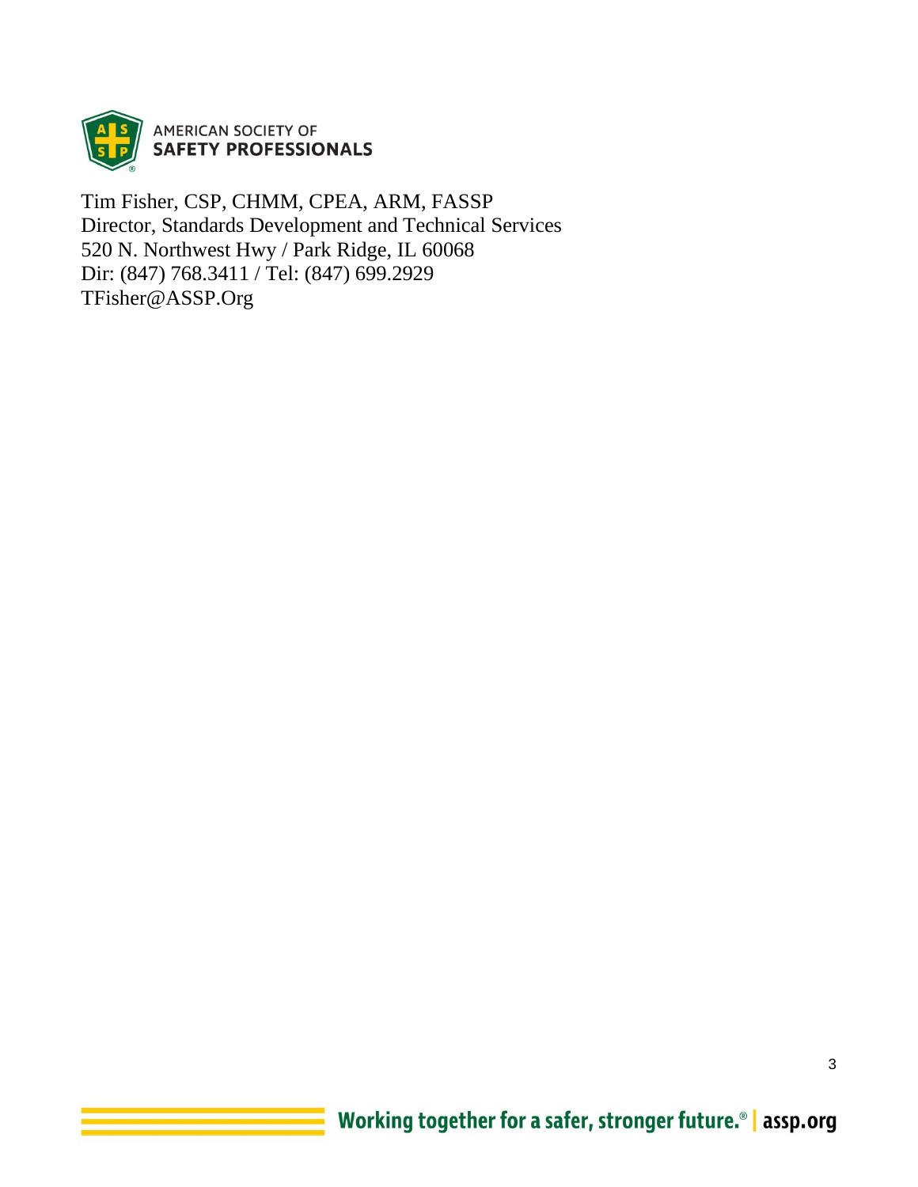AMERICAN SOCIETY OF
**SAFETY PROFESSIONALS**

Tim Fisher, CSP, CHMM, CPEA, ARM, FASSP
Director, Standards Development and Technical Services
520 N. Northwest Hwy / Park Ridge, IL 60068
Dir: (847) 768.3411 / Tel: (847) 699.2929
TFisher@ASSP.Org